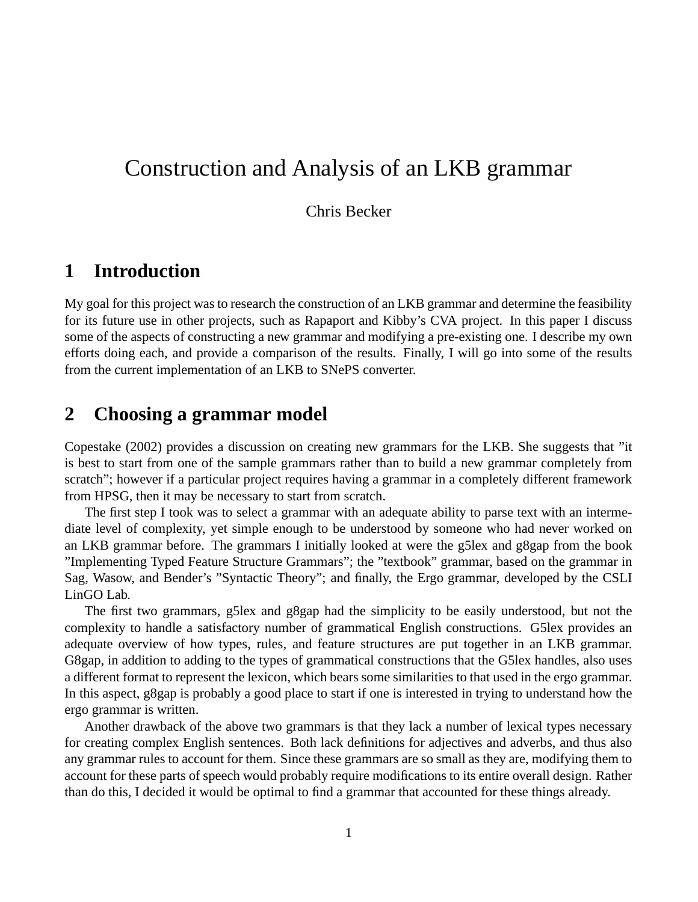# Construction and Analysis of an LKB grammar

Chris Becker

## 1 Introduction

My goal for this project was to research the construction of an LKB grammar and determine the feasibility for its future use in other projects, such as Rapaport and Kibby's CVA project. In this paper I discuss some of the aspects of constructing a new grammar and modifying a pre-existing one. I describe my own efforts doing each, and provide a comparison of the results. Finally, I will go into some of the results from the current implementation of an LKB to SNePS converter.

## 2 Choosing a grammar model

Copestake (2002) provides a discussion on creating new grammars for the LKB. She suggests that "it is best to start from one of the sample grammars rather than to build a new grammar completely from scratch"; however if a particular project requires having a grammar in a completely different framework from HPSG, then it may be necessary to start from scratch.

The first step I took was to select a grammar with an adequate ability to parse text with an intermediate level of complexity, yet simple enough to be understood by someone who had never worked on an LKB grammar before. The grammars I initially looked at were the g5lex and g8gap from the book "Implementing Typed Feature Structure Grammars"; the "textbook" grammar, based on the grammar in Sag, Wasow, and Bender's "Syntactic Theory"; and finally, the Ergo grammar, developed by the CSLI LinGO Lab.

The first two grammars, g5lex and g8gap had the simplicity to be easily understood, but not the complexity to handle a satisfactory number of grammatical English constructions. G5lex provides an adequate overview of how types, rules, and feature structures are put together in an LKB grammar. G8gap, in addition to adding to the types of grammatical constructions that the G5lex handles, also uses a different format to represent the lexicon, which bears some similarities to that used in the ergo grammar. In this aspect, g8gap is probably a good place to start if one is interested in trying to understand how the ergo grammar is written.

Another drawback of the above two grammars is that they lack a number of lexical types necessary for creating complex English sentences. Both lack definitions for adjectives and adverbs, and thus also any grammar rules to account for them. Since these grammars are so small as they are, modifying them to account for these parts of speech would probably require modifications to its entire overall design. Rather than do this, I decided it would be optimal to find a grammar that accounted for these things already.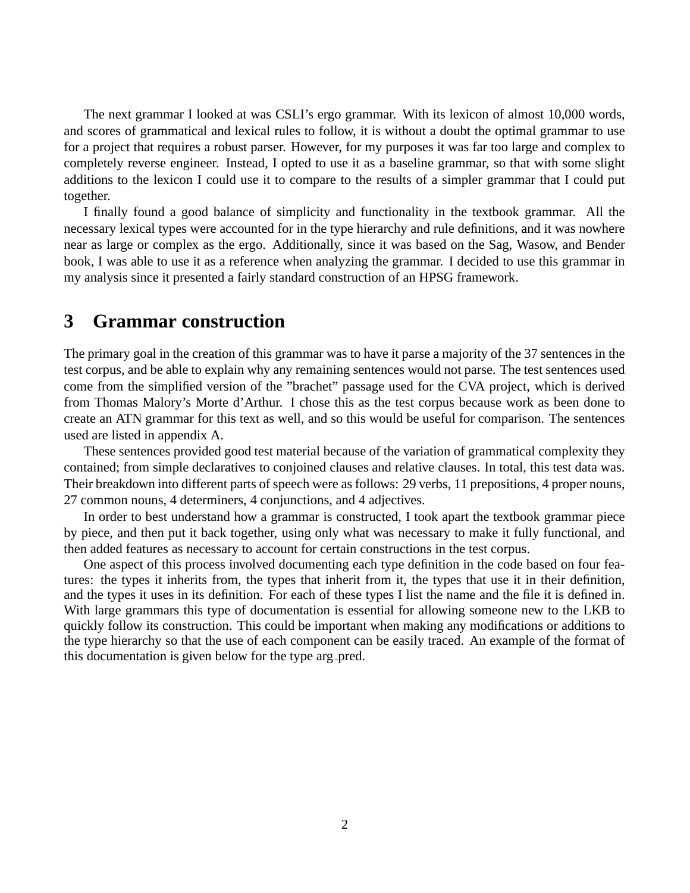The next grammar I looked at was CSLI's ergo grammar. With its lexicon of almost 10,000 words, and scores of grammatical and lexical rules to follow, it is without a doubt the optimal grammar to use for a project that requires a robust parser. However, for my purposes it was far too large and complex to completely reverse engineer. Instead, I opted to use it as a baseline grammar, so that with some slight additions to the lexicon I could use it to compare to the results of a simpler grammar that I could put together.

I finally found a good balance of simplicity and functionality in the textbook grammar. All the necessary lexical types were accounted for in the type hierarchy and rule definitions, and it was nowhere near as large or complex as the ergo. Additionally, since it was based on the Sag, Wasow, and Bender book, I was able to use it as a reference when analyzing the grammar. I decided to use this grammar in my analysis since it presented a fairly standard construction of an HPSG framework.

## 3 Grammar construction

The primary goal in the creation of this grammar was to have it parse a majority of the 37 sentences in the test corpus, and be able to explain why any remaining sentences would not parse. The test sentences used come from the simplified version of the "brachet" passage used for the CVA project, which is derived from Thomas Malory's Morte d'Arthur. I chose this as the test corpus because work as been done to create an ATN grammar for this text as well, and so this would be useful for comparison. The sentences used are listed in appendix A.

These sentences provided good test material because of the variation of grammatical complexity they contained; from simple declaratives to conjoined clauses and relative clauses. In total, this test data was. Their breakdown into different parts of speech were as follows: 29 verbs, 11 prepositions, 4 proper nouns, 27 common nouns, 4 determiners, 4 conjunctions, and 4 adjectives.

In order to best understand how a grammar is constructed, I took apart the textbook grammar piece by piece, and then put it back together, using only what was necessary to make it fully functional, and then added features as necessary to account for certain constructions in the test corpus.

One aspect of this process involved documenting each type definition in the code based on four features: the types it inherits from, the types that inherit from it, the types that use it in their definition, and the types it uses in its definition. For each of these types I list the name and the file it is defined in. With large grammars this type of documentation is essential for allowing someone new to the LKB to quickly follow its construction. This could be important when making any modifications or additions to the type hierarchy so that the use of each component can be easily traced. An example of the format of this documentation is given below for the type arg_pred.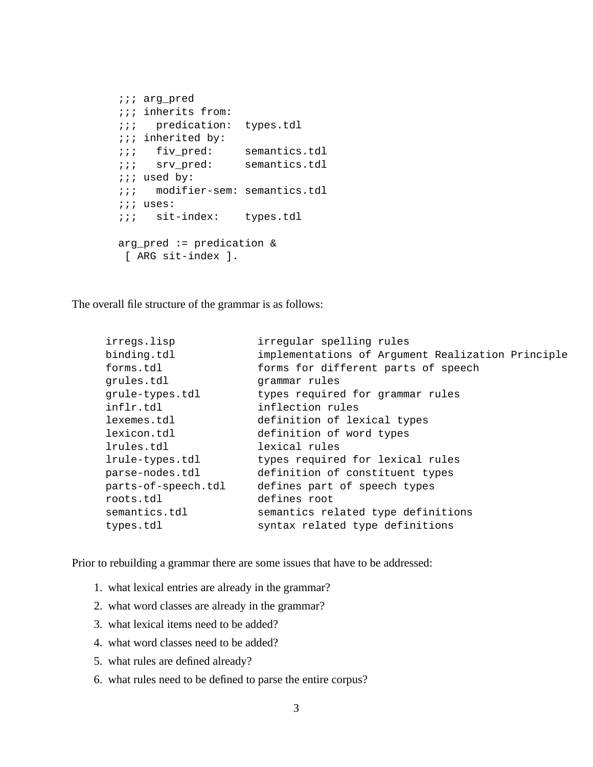```
;;; arg_pred
;;; inherits from:
;;;   predication:  types.tdl
;;; inherited by:
;;;   fiv_pred:     semantics.tdl
;;;   srv_pred:     semantics.tdl
;;; used by:
;;;   modifier-sem: semantics.tdl
;;; uses:
;;;   sit-index:    types.tdl

arg_pred := predication &
 [ ARG sit-index ].
```

The overall file structure of the grammar is as follows:

```
irregs.lisp            irregular spelling rules
binding.tdl            implementations of Argument Realization Principle
forms.tdl              forms for different parts of speech
grules.tdl             grammar rules
grule-types.tdl        types required for grammar rules
inflr.tdl              inflection rules
lexemes.tdl            definition of lexical types
lexicon.tdl            definition of word types
lrules.tdl             lexical rules
lrule-types.tdl        types required for lexical rules
parse-nodes.tdl        definition of constituent types
parts-of-speech.tdl    defines part of speech types
roots.tdl              defines root
semantics.tdl          semantics related type definitions
types.tdl              syntax related type definitions
```

Prior to rebuilding a grammar there are some issues that have to be addressed:

1. what lexical entries are already in the grammar?
2. what word classes are already in the grammar?
3. what lexical items need to be added?
4. what word classes need to be added?
5. what rules are defined already?
6. what rules need to be defined to parse the entire corpus?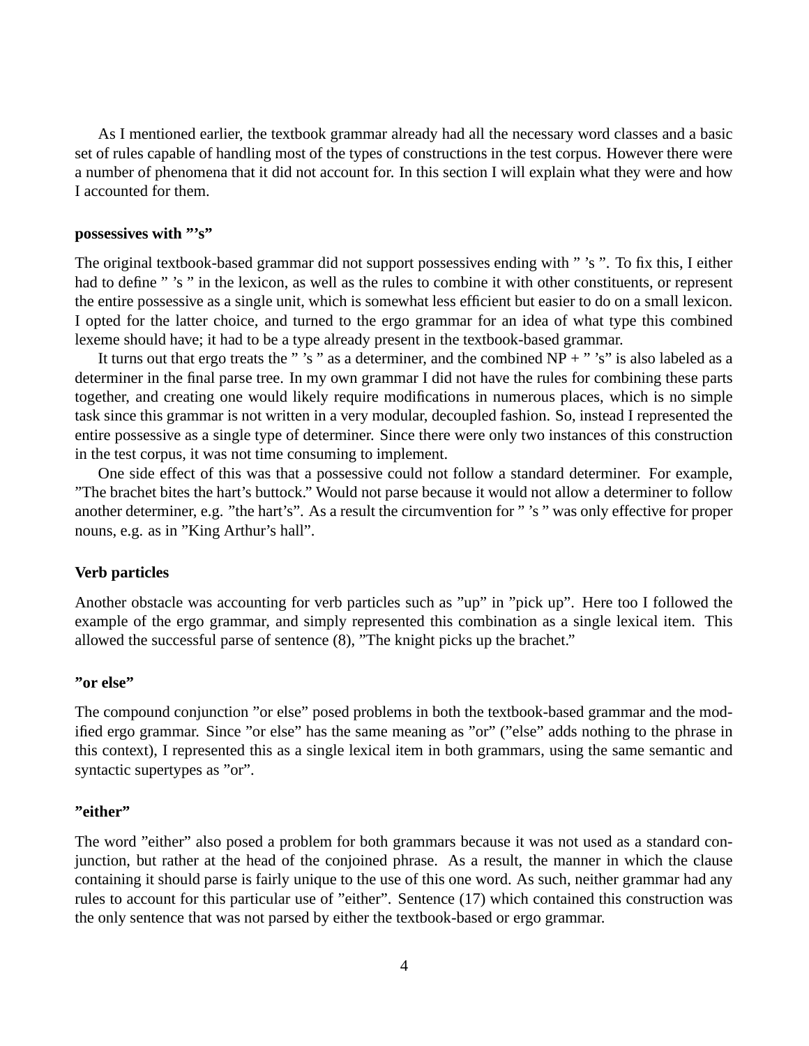As I mentioned earlier, the textbook grammar already had all the necessary word classes and a basic set of rules capable of handling most of the types of constructions in the test corpus. However there were a number of phenomena that it did not account for. In this section I will explain what they were and how I accounted for them.

**possessives with "'s"**

The original textbook-based grammar did not support possessives ending with " 's ". To fix this, I either had to define " 's " in the lexicon, as well as the rules to combine it with other constituents, or represent the entire possessive as a single unit, which is somewhat less efficient but easier to do on a small lexicon. I opted for the latter choice, and turned to the ergo grammar for an idea of what type this combined lexeme should have; it had to be a type already present in the textbook-based grammar.

It turns out that ergo treats the " 's " as a determiner, and the combined NP + " 's" is also labeled as a determiner in the final parse tree. In my own grammar I did not have the rules for combining these parts together, and creating one would likely require modifications in numerous places, which is no simple task since this grammar is not written in a very modular, decoupled fashion. So, instead I represented the entire possessive as a single type of determiner. Since there were only two instances of this construction in the test corpus, it was not time consuming to implement.

One side effect of this was that a possessive could not follow a standard determiner. For example, "The brachet bites the hart's buttock." Would not parse because it would not allow a determiner to follow another determiner, e.g. "the hart's". As a result the circumvention for " 's " was only effective for proper nouns, e.g. as in "King Arthur's hall".

**Verb particles**

Another obstacle was accounting for verb particles such as "up" in "pick up". Here too I followed the example of the ergo grammar, and simply represented this combination as a single lexical item. This allowed the successful parse of sentence (8), "The knight picks up the brachet."

**"or else"**

The compound conjunction "or else" posed problems in both the textbook-based grammar and the modified ergo grammar. Since "or else" has the same meaning as "or" ("else" adds nothing to the phrase in this context), I represented this as a single lexical item in both grammars, using the same semantic and syntactic supertypes as "or".

**"either"**

The word "either" also posed a problem for both grammars because it was not used as a standard conjunction, but rather at the head of the conjoined phrase. As a result, the manner in which the clause containing it should parse is fairly unique to the use of this one word. As such, neither grammar had any rules to account for this particular use of "either". Sentence (17) which contained this construction was the only sentence that was not parsed by either the textbook-based or ergo grammar.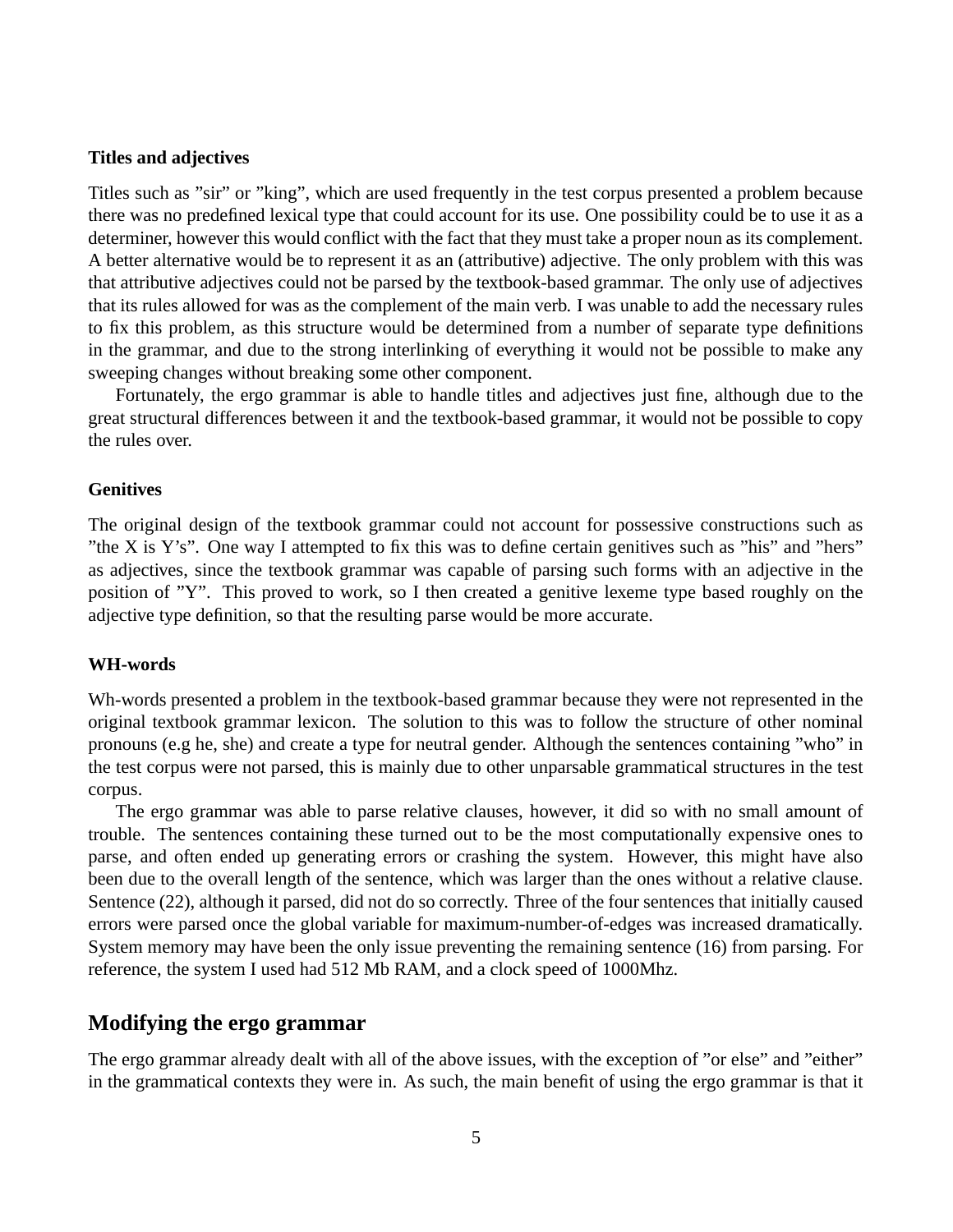### Titles and adjectives

Titles such as ”sir” or ”king”, which are used frequently in the test corpus presented a problem because there was no predefined lexical type that could account for its use. One possibility could be to use it as a determiner, however this would conflict with the fact that they must take a proper noun as its complement. A better alternative would be to represent it as an (attributive) adjective. The only problem with this was that attributive adjectives could not be parsed by the textbook-based grammar. The only use of adjectives that its rules allowed for was as the complement of the main verb. I was unable to add the necessary rules to fix this problem, as this structure would be determined from a number of separate type definitions in the grammar, and due to the strong interlinking of everything it would not be possible to make any sweeping changes without breaking some other component.

Fortunately, the ergo grammar is able to handle titles and adjectives just fine, although due to the great structural differences between it and the textbook-based grammar, it would not be possible to copy the rules over.

### Genitives

The original design of the textbook grammar could not account for possessive constructions such as ”the X is Y’s”. One way I attempted to fix this was to define certain genitives such as ”his” and ”hers” as adjectives, since the textbook grammar was capable of parsing such forms with an adjective in the position of ”Y”. This proved to work, so I then created a genitive lexeme type based roughly on the adjective type definition, so that the resulting parse would be more accurate.

### WH-words

Wh-words presented a problem in the textbook-based grammar because they were not represented in the original textbook grammar lexicon. The solution to this was to follow the structure of other nominal pronouns (e.g he, she) and create a type for neutral gender. Although the sentences containing ”who” in the test corpus were not parsed, this is mainly due to other unparsable grammatical structures in the test corpus.

The ergo grammar was able to parse relative clauses, however, it did so with no small amount of trouble. The sentences containing these turned out to be the most computationally expensive ones to parse, and often ended up generating errors or crashing the system. However, this might have also been due to the overall length of the sentence, which was larger than the ones without a relative clause. Sentence (22), although it parsed, did not do so correctly. Three of the four sentences that initially caused errors were parsed once the global variable for maximum-number-of-edges was increased dramatically. System memory may have been the only issue preventing the remaining sentence (16) from parsing. For reference, the system I used had 512 Mb RAM, and a clock speed of 1000Mhz.

## Modifying the ergo grammar

The ergo grammar already dealt with all of the above issues, with the exception of ”or else” and ”either” in the grammatical contexts they were in. As such, the main benefit of using the ergo grammar is that it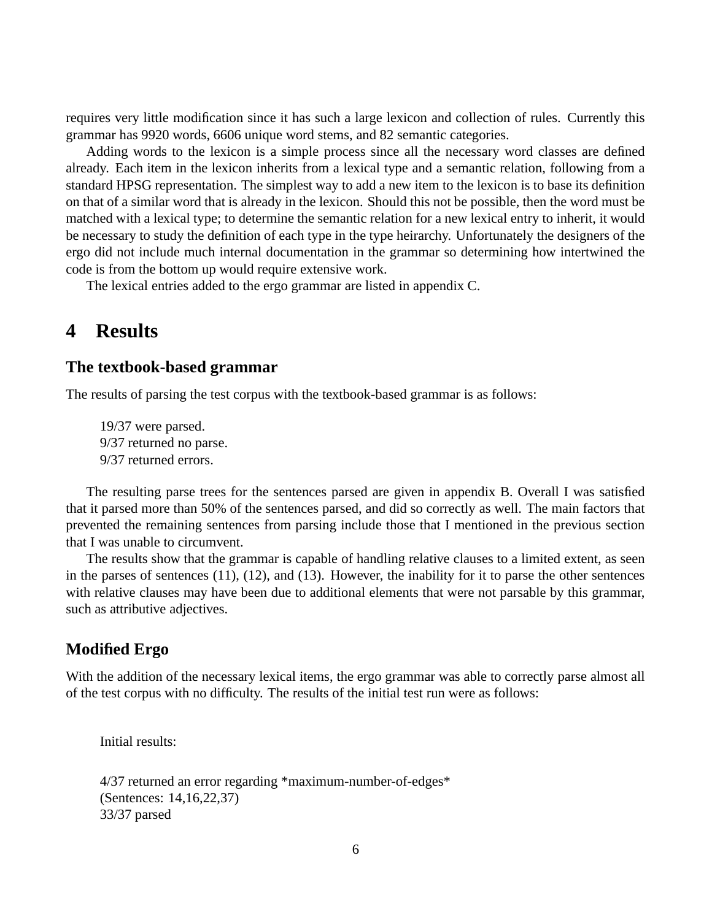requires very little modification since it has such a large lexicon and collection of rules. Currently this grammar has 9920 words, 6606 unique word stems, and 82 semantic categories.

Adding words to the lexicon is a simple process since all the necessary word classes are defined already. Each item in the lexicon inherits from a lexical type and a semantic relation, following from a standard HPSG representation. The simplest way to add a new item to the lexicon is to base its definition on that of a similar word that is already in the lexicon. Should this not be possible, then the word must be matched with a lexical type; to determine the semantic relation for a new lexical entry to inherit, it would be necessary to study the definition of each type in the type heirarchy. Unfortunately the designers of the ergo did not include much internal documentation in the grammar so determining how intertwined the code is from the bottom up would require extensive work.

The lexical entries added to the ergo grammar are listed in appendix C.

# 4 Results

### The textbook-based grammar

The results of parsing the test corpus with the textbook-based grammar is as follows:

19/37 were parsed.
9/37 returned no parse.
9/37 returned errors.

The resulting parse trees for the sentences parsed are given in appendix B. Overall I was satisfied that it parsed more than 50% of the sentences parsed, and did so correctly as well. The main factors that prevented the remaining sentences from parsing include those that I mentioned in the previous section that I was unable to circumvent.

The results show that the grammar is capable of handling relative clauses to a limited extent, as seen in the parses of sentences (11), (12), and (13). However, the inability for it to parse the other sentences with relative clauses may have been due to additional elements that were not parsable by this grammar, such as attributive adjectives.

### Modified Ergo

With the addition of the necessary lexical items, the ergo grammar was able to correctly parse almost all of the test corpus with no difficulty. The results of the initial test run were as follows:

Initial results:

4/37 returned an error regarding *maximum-number-of-edges*
(Sentences: 14,16,22,37)
33/37 parsed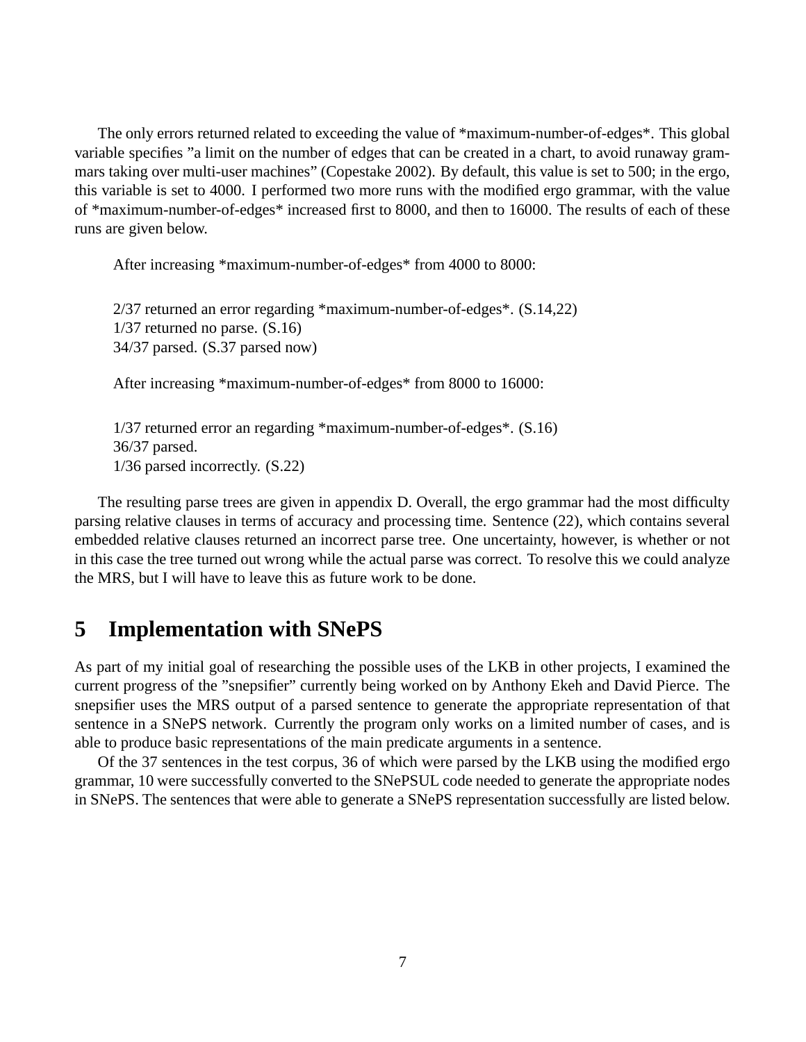The only errors returned related to exceeding the value of *maximum-number-of-edges*. This global variable specifies "a limit on the number of edges that can be created in a chart, to avoid runaway grammars taking over multi-user machines" (Copestake 2002). By default, this value is set to 500; in the ergo, this variable is set to 4000. I performed two more runs with the modified ergo grammar, with the value of *maximum-number-of-edges* increased first to 8000, and then to 16000. The results of each of these runs are given below.

After increasing *maximum-number-of-edges* from 4000 to 8000:

2/37 returned an error regarding *maximum-number-of-edges*. (S.14,22)
1/37 returned no parse. (S.16)
34/37 parsed. (S.37 parsed now)

After increasing *maximum-number-of-edges* from 8000 to 16000:

1/37 returned error an regarding *maximum-number-of-edges*. (S.16)
36/37 parsed.
1/36 parsed incorrectly. (S.22)

The resulting parse trees are given in appendix D. Overall, the ergo grammar had the most difficulty parsing relative clauses in terms of accuracy and processing time. Sentence (22), which contains several embedded relative clauses returned an incorrect parse tree. One uncertainty, however, is whether or not in this case the tree turned out wrong while the actual parse was correct. To resolve this we could analyze the MRS, but I will have to leave this as future work to be done.

## 5 Implementation with SNePS

As part of my initial goal of researching the possible uses of the LKB in other projects, I examined the current progress of the "snepsifier" currently being worked on by Anthony Ekeh and David Pierce. The snepsifier uses the MRS output of a parsed sentence to generate the appropriate representation of that sentence in a SNePS network. Currently the program only works on a limited number of cases, and is able to produce basic representations of the main predicate arguments in a sentence.

Of the 37 sentences in the test corpus, 36 of which were parsed by the LKB using the modified ergo grammar, 10 were successfully converted to the SNePSUL code needed to generate the appropriate nodes in SNePS. The sentences that were able to generate a SNePS representation successfully are listed below.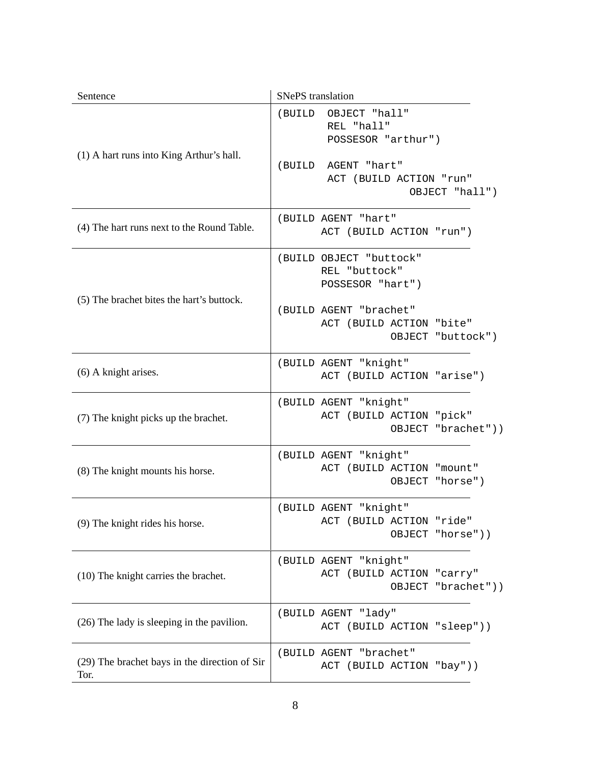| Sentence | SNePS translation |
|---|---|
| (1) A hart runs into King Arthur's hall. | `(BUILD OBJECT "hall" REL "hall" POSSESOR "arthur")` <br><br> `(BUILD AGENT "hart" ACT (BUILD ACTION "run" OBJECT "hall")` |
| (4) The hart runs next to the Round Table. | `(BUILD AGENT "hart" ACT (BUILD ACTION "run")` |
| (5) The brachet bites the hart's buttock. | `(BUILD OBJECT "buttock" REL "buttock" POSSESOR "hart")` <br><br> `(BUILD AGENT "brachet" ACT (BUILD ACTION "bite" OBJECT "buttock")` |
| (6) A knight arises. | `(BUILD AGENT "knight" ACT (BUILD ACTION "arise")` |
| (7) The knight picks up the brachet. | `(BUILD AGENT "knight" ACT (BUILD ACTION "pick" OBJECT "brachet"))` |
| (8) The knight mounts his horse. | `(BUILD AGENT "knight" ACT (BUILD ACTION "mount" OBJECT "horse")` |
| (9) The knight rides his horse. | `(BUILD AGENT "knight" ACT (BUILD ACTION "ride" OBJECT "horse"))` |
| (10) The knight carries the brachet. | `(BUILD AGENT "knight" ACT (BUILD ACTION "carry" OBJECT "brachet"))` |
| (26) The lady is sleeping in the pavilion. | `(BUILD AGENT "lady" ACT (BUILD ACTION "sleep"))` |
| (29) The brachet bays in the direction of Sir Tor. | `(BUILD AGENT "brachet" ACT (BUILD ACTION "bay"))` |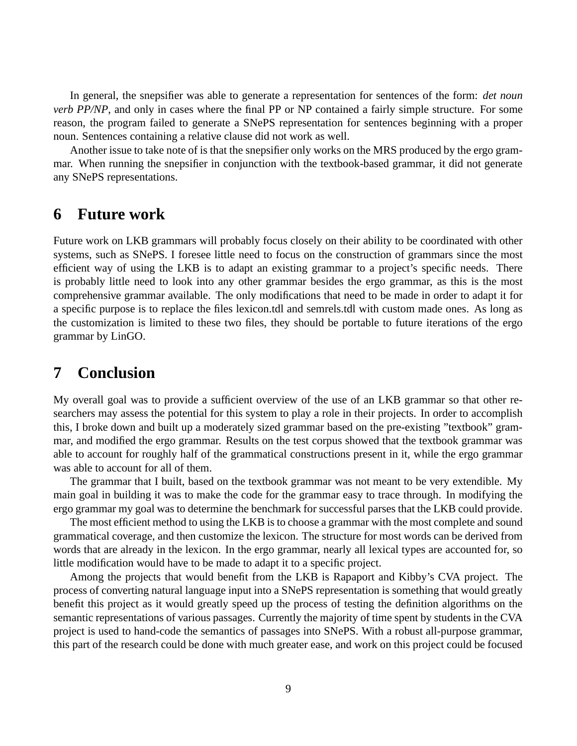In general, the snepsifier was able to generate a representation for sentences of the form: *det noun verb PP/NP*, and only in cases where the final PP or NP contained a fairly simple structure. For some reason, the program failed to generate a SNePS representation for sentences beginning with a proper noun. Sentences containing a relative clause did not work as well.

Another issue to take note of is that the snepsifier only works on the MRS produced by the ergo grammar. When running the snepsifier in conjunction with the textbook-based grammar, it did not generate any SNePS representations.

# 6 Future work

Future work on LKB grammars will probably focus closely on their ability to be coordinated with other systems, such as SNePS. I foresee little need to focus on the construction of grammars since the most efficient way of using the LKB is to adapt an existing grammar to a project's specific needs. There is probably little need to look into any other grammar besides the ergo grammar, as this is the most comprehensive grammar available. The only modifications that need to be made in order to adapt it for a specific purpose is to replace the files lexicon.tdl and semrels.tdl with custom made ones. As long as the customization is limited to these two files, they should be portable to future iterations of the ergo grammar by LinGO.

# 7 Conclusion

My overall goal was to provide a sufficient overview of the use of an LKB grammar so that other researchers may assess the potential for this system to play a role in their projects. In order to accomplish this, I broke down and built up a moderately sized grammar based on the pre-existing "textbook" grammar, and modified the ergo grammar. Results on the test corpus showed that the textbook grammar was able to account for roughly half of the grammatical constructions present in it, while the ergo grammar was able to account for all of them.

The grammar that I built, based on the textbook grammar was not meant to be very extendible. My main goal in building it was to make the code for the grammar easy to trace through. In modifying the ergo grammar my goal was to determine the benchmark for successful parses that the LKB could provide.

The most efficient method to using the LKB is to choose a grammar with the most complete and sound grammatical coverage, and then customize the lexicon. The structure for most words can be derived from words that are already in the lexicon. In the ergo grammar, nearly all lexical types are accounted for, so little modification would have to be made to adapt it to a specific project.

Among the projects that would benefit from the LKB is Rapaport and Kibby's CVA project. The process of converting natural language input into a SNePS representation is something that would greatly benefit this project as it would greatly speed up the process of testing the definition algorithms on the semantic representations of various passages. Currently the majority of time spent by students in the CVA project is used to hand-code the semantics of passages into SNePS. With a robust all-purpose grammar, this part of the research could be done with much greater ease, and work on this project could be focused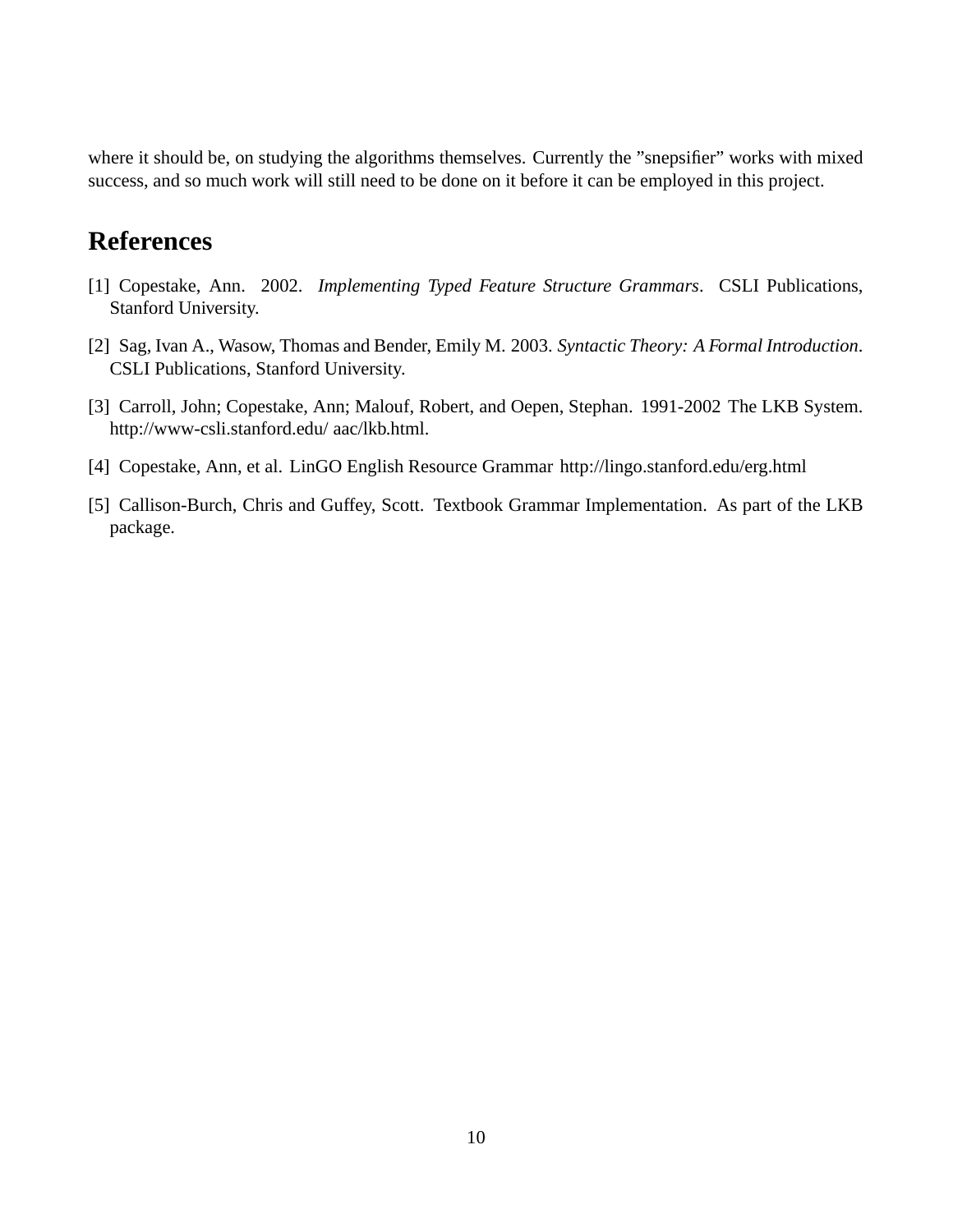where it should be, on studying the algorithms themselves. Currently the "snepsifier" works with mixed success, and so much work will still need to be done on it before it can be employed in this project.

# References

[1] Copestake, Ann. 2002. *Implementing Typed Feature Structure Grammars*. CSLI Publications, Stanford University.

[2] Sag, Ivan A., Wasow, Thomas and Bender, Emily M. 2003. *Syntactic Theory: A Formal Introduction*. CSLI Publications, Stanford University.

[3] Carroll, John; Copestake, Ann; Malouf, Robert, and Oepen, Stephan. 1991-2002 The LKB System. http://www-csli.stanford.edu/ aac/lkb.html.

[4] Copestake, Ann, et al. LinGO English Resource Grammar http://lingo.stanford.edu/erg.html

[5] Callison-Burch, Chris and Guffey, Scott. Textbook Grammar Implementation. As part of the LKB package.